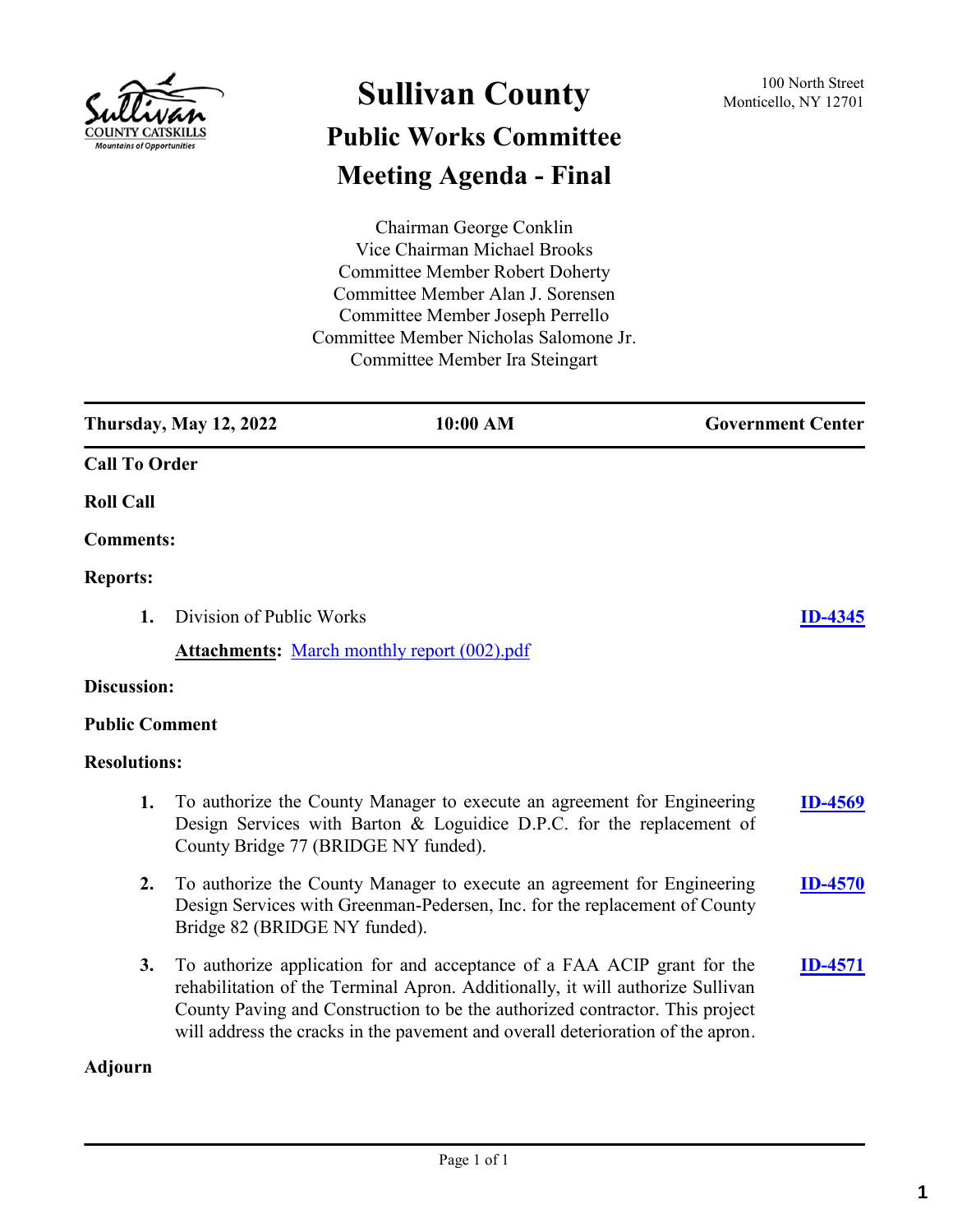# Sullivan County

## Public Works Committee

## Meeting Agenda - Final

100 North Street
Monticello, NY 12701

Chairman George Conklin
Vice Chairman Michael Brooks
Committee Member Robert Doherty
Committee Member Alan J. Sorensen
Committee Member Joseph Perrello
Committee Member Nicholas Salomone Jr.
Committee Member Ira Steingart

| **Thursday, May 12, 2022** | **10:00 AM** | **Government Center** |
|---|---|---|

**Call To Order**

**Roll Call**

**Comments:**

**Reports:**

1. Division of Public Works — **ID-4345**

   **Attachments:** March monthly report (002).pdf

**Discussion:**

**Public Comment**

**Resolutions:**

1. To authorize the County Manager to execute an agreement for Engineering Design Services with Barton & Loguidice D.P.C. for the replacement of County Bridge 77 (BRIDGE NY funded). — **ID-4569**

2. To authorize the County Manager to execute an agreement for Engineering Design Services with Greenman-Pedersen, Inc. for the replacement of County Bridge 82 (BRIDGE NY funded). — **ID-4570**

3. To authorize application for and acceptance of a FAA ACIP grant for the rehabilitation of the Terminal Apron. Additionally, it will authorize Sullivan County Paving and Construction to be the authorized contractor. This project will address the cracks in the pavement and overall deterioration of the apron. — **ID-4571**

**Adjourn**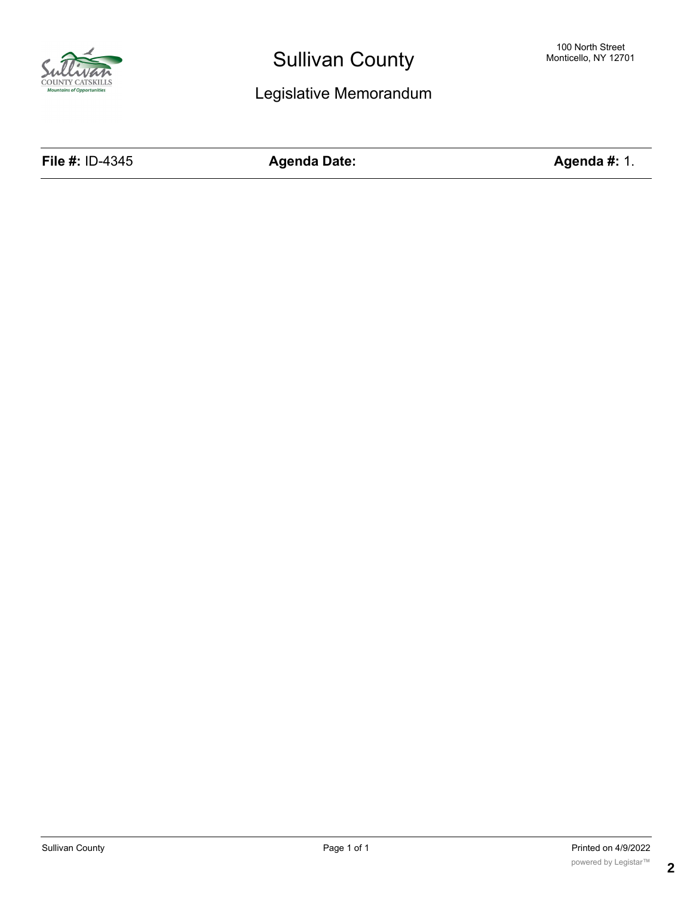# Sullivan County

100 North Street
Monticello, NY 12701

## Legislative Memorandum

**File #:** ID-4345 **Agenda Date:** **Agenda #:** 1.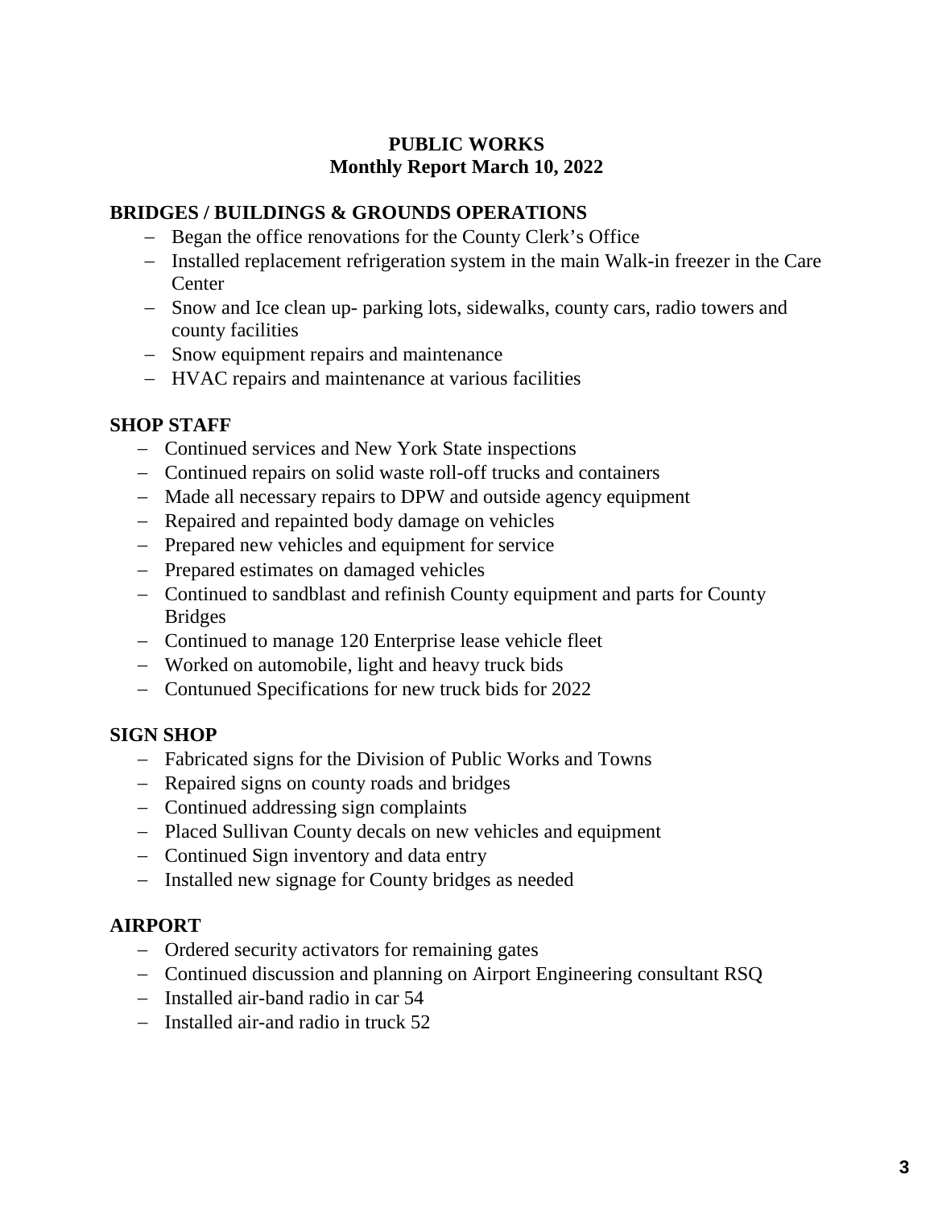# PUBLIC WORKS
## Monthly Report March 10, 2022

### BRIDGES / BUILDINGS & GROUNDS OPERATIONS

- Began the office renovations for the County Clerk's Office
- Installed replacement refrigeration system in the main Walk-in freezer in the Care Center
- Snow and Ice clean up- parking lots, sidewalks, county cars, radio towers and county facilities
- Snow equipment repairs and maintenance
- HVAC repairs and maintenance at various facilities

### SHOP STAFF

- Continued services and New York State inspections
- Continued repairs on solid waste roll-off trucks and containers
- Made all necessary repairs to DPW and outside agency equipment
- Repaired and repainted body damage on vehicles
- Prepared new vehicles and equipment for service
- Prepared estimates on damaged vehicles
- Continued to sandblast and refinish County equipment and parts for County Bridges
- Continued to manage 120 Enterprise lease vehicle fleet
- Worked on automobile, light and heavy truck bids
- Contunued Specifications for new truck bids for 2022

### SIGN SHOP

- Fabricated signs for the Division of Public Works and Towns
- Repaired signs on county roads and bridges
- Continued addressing sign complaints
- Placed Sullivan County decals on new vehicles and equipment
- Continued Sign inventory and data entry
- Installed new signage for County bridges as needed

### AIRPORT

- Ordered security activators for remaining gates
- Continued discussion and planning on Airport Engineering consultant RSQ
- Installed air-band radio in car 54
- Installed air-and radio in truck 52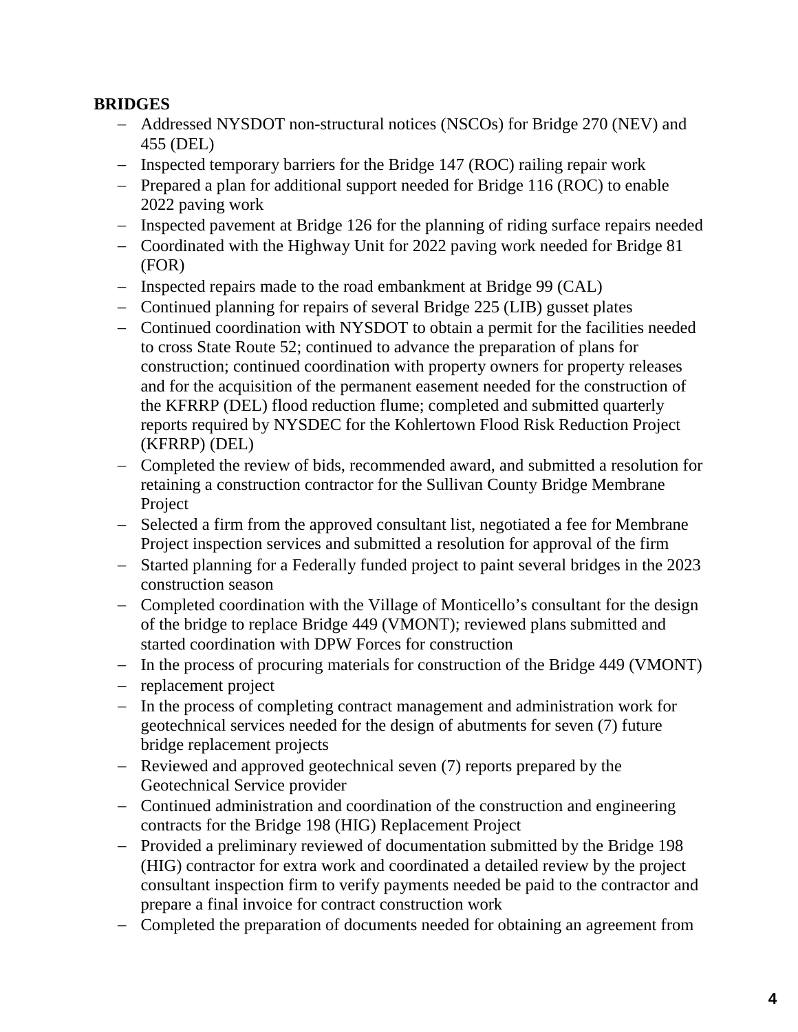**BRIDGES**

- Addressed NYSDOT non-structural notices (NSCOs) for Bridge 270 (NEV) and 455 (DEL)
- Inspected temporary barriers for the Bridge 147 (ROC) railing repair work
- Prepared a plan for additional support needed for Bridge 116 (ROC) to enable 2022 paving work
- Inspected pavement at Bridge 126 for the planning of riding surface repairs needed
- Coordinated with the Highway Unit for 2022 paving work needed for Bridge 81 (FOR)
- Inspected repairs made to the road embankment at Bridge 99 (CAL)
- Continued planning for repairs of several Bridge 225 (LIB) gusset plates
- Continued coordination with NYSDOT to obtain a permit for the facilities needed to cross State Route 52; continued to advance the preparation of plans for construction; continued coordination with property owners for property releases and for the acquisition of the permanent easement needed for the construction of the KFRRP (DEL) flood reduction flume; completed and submitted quarterly reports required by NYSDEC for the Kohlertown Flood Risk Reduction Project (KFRRP) (DEL)
- Completed the review of bids, recommended award, and submitted a resolution for retaining a construction contractor for the Sullivan County Bridge Membrane Project
- Selected a firm from the approved consultant list, negotiated a fee for Membrane Project inspection services and submitted a resolution for approval of the firm
- Started planning for a Federally funded project to paint several bridges in the 2023 construction season
- Completed coordination with the Village of Monticello's consultant for the design of the bridge to replace Bridge 449 (VMONT); reviewed plans submitted and started coordination with DPW Forces for construction
- In the process of procuring materials for construction of the Bridge 449 (VMONT)
- replacement project
- In the process of completing contract management and administration work for geotechnical services needed for the design of abutments for seven (7) future bridge replacement projects
- Reviewed and approved geotechnical seven (7) reports prepared by the Geotechnical Service provider
- Continued administration and coordination of the construction and engineering contracts for the Bridge 198 (HIG) Replacement Project
- Provided a preliminary reviewed of documentation submitted by the Bridge 198 (HIG) contractor for extra work and coordinated a detailed review by the project consultant inspection firm to verify payments needed be paid to the contractor and prepare a final invoice for contract construction work
- Completed the preparation of documents needed for obtaining an agreement from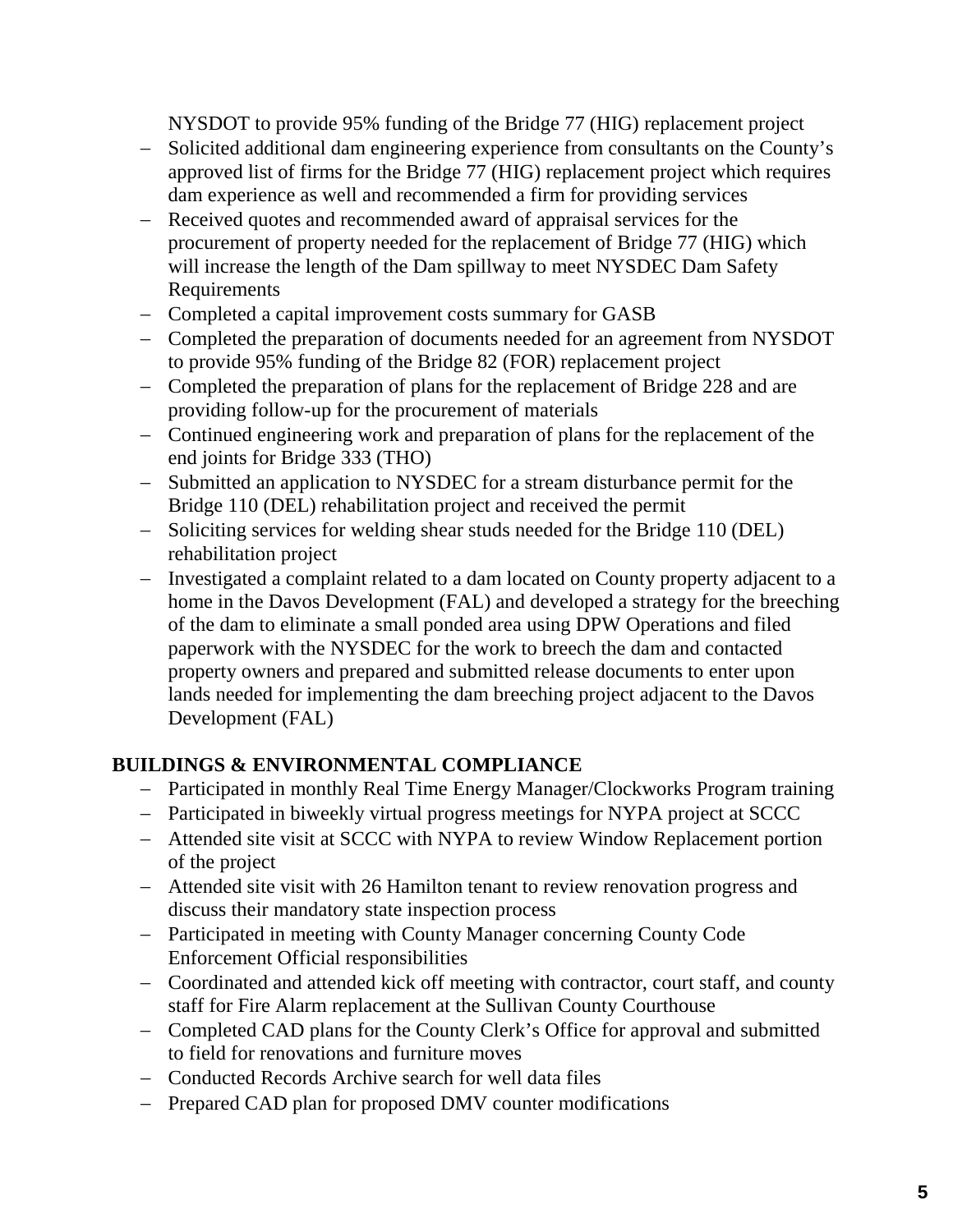NYSDOT to provide 95% funding of the Bridge 77 (HIG) replacement project

- Solicited additional dam engineering experience from consultants on the County's approved list of firms for the Bridge 77 (HIG) replacement project which requires dam experience as well and recommended a firm for providing services
- Received quotes and recommended award of appraisal services for the procurement of property needed for the replacement of Bridge 77 (HIG) which will increase the length of the Dam spillway to meet NYSDEC Dam Safety Requirements
- Completed a capital improvement costs summary for GASB
- Completed the preparation of documents needed for an agreement from NYSDOT to provide 95% funding of the Bridge 82 (FOR) replacement project
- Completed the preparation of plans for the replacement of Bridge 228 and are providing follow-up for the procurement of materials
- Continued engineering work and preparation of plans for the replacement of the end joints for Bridge 333 (THO)
- Submitted an application to NYSDEC for a stream disturbance permit for the Bridge 110 (DEL) rehabilitation project and received the permit
- Soliciting services for welding shear studs needed for the Bridge 110 (DEL) rehabilitation project
- Investigated a complaint related to a dam located on County property adjacent to a home in the Davos Development (FAL) and developed a strategy for the breeching of the dam to eliminate a small ponded area using DPW Operations and filed paperwork with the NYSDEC for the work to breech the dam and contacted property owners and prepared and submitted release documents to enter upon lands needed for implementing the dam breeching project adjacent to the Davos Development (FAL)

**BUILDINGS & ENVIRONMENTAL COMPLIANCE**

- Participated in monthly Real Time Energy Manager/Clockworks Program training
- Participated in biweekly virtual progress meetings for NYPA project at SCCC
- Attended site visit at SCCC with NYPA to review Window Replacement portion of the project
- Attended site visit with 26 Hamilton tenant to review renovation progress and discuss their mandatory state inspection process
- Participated in meeting with County Manager concerning County Code Enforcement Official responsibilities
- Coordinated and attended kick off meeting with contractor, court staff, and county staff for Fire Alarm replacement at the Sullivan County Courthouse
- Completed CAD plans for the County Clerk's Office for approval and submitted to field for renovations and furniture moves
- Conducted Records Archive search for well data files
- Prepared CAD plan for proposed DMV counter modifications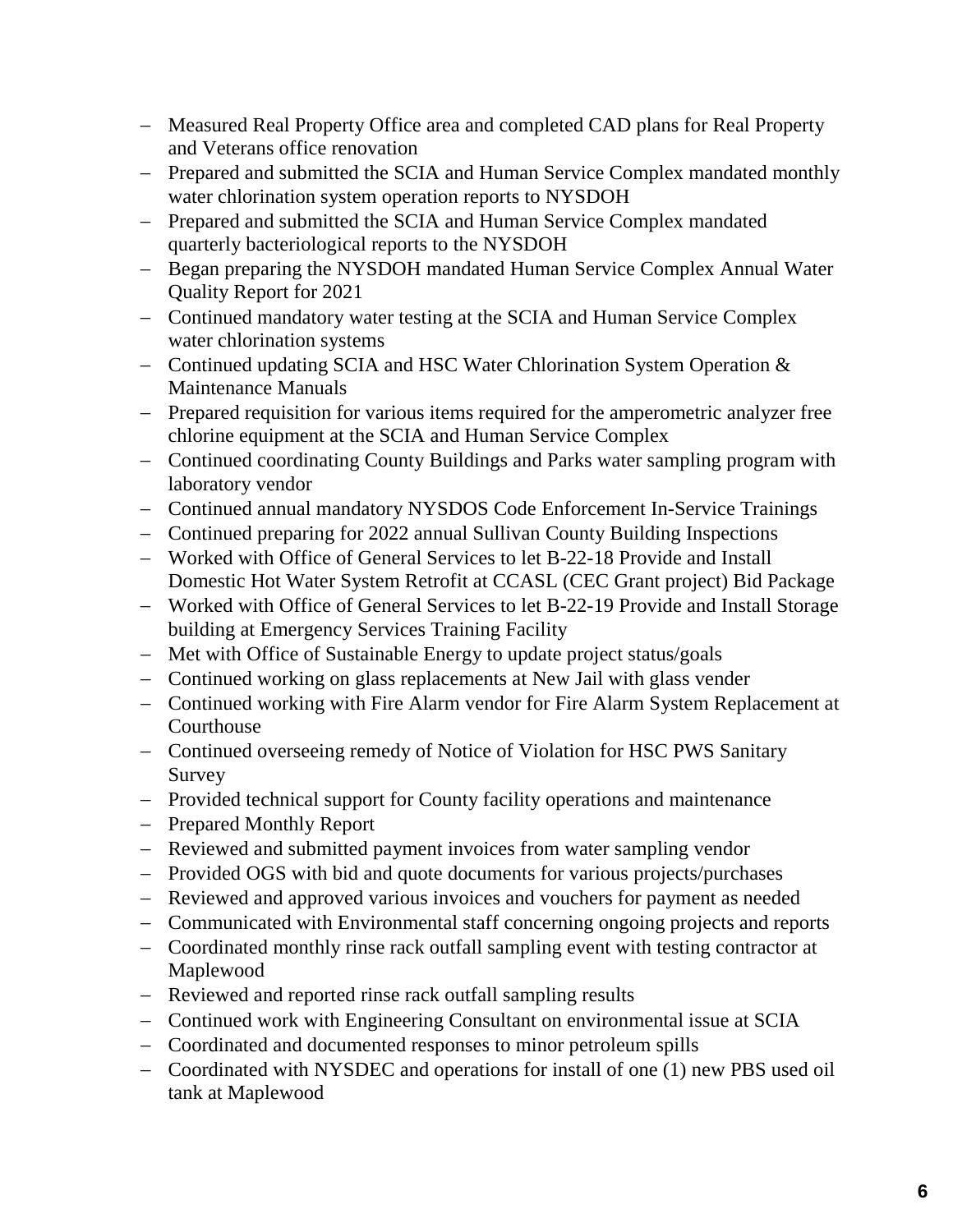- Measured Real Property Office area and completed CAD plans for Real Property and Veterans office renovation
- Prepared and submitted the SCIA and Human Service Complex mandated monthly water chlorination system operation reports to NYSDOH
- Prepared and submitted the SCIA and Human Service Complex mandated quarterly bacteriological reports to the NYSDOH
- Began preparing the NYSDOH mandated Human Service Complex Annual Water Quality Report for 2021
- Continued mandatory water testing at the SCIA and Human Service Complex water chlorination systems
- Continued updating SCIA and HSC Water Chlorination System Operation & Maintenance Manuals
- Prepared requisition for various items required for the amperometric analyzer free chlorine equipment at the SCIA and Human Service Complex
- Continued coordinating County Buildings and Parks water sampling program with laboratory vendor
- Continued annual mandatory NYSDOS Code Enforcement In-Service Trainings
- Continued preparing for 2022 annual Sullivan County Building Inspections
- Worked with Office of General Services to let B-22-18 Provide and Install Domestic Hot Water System Retrofit at CCASL (CEC Grant project) Bid Package
- Worked with Office of General Services to let B-22-19 Provide and Install Storage building at Emergency Services Training Facility
- Met with Office of Sustainable Energy to update project status/goals
- Continued working on glass replacements at New Jail with glass vender
- Continued working with Fire Alarm vendor for Fire Alarm System Replacement at Courthouse
- Continued overseeing remedy of Notice of Violation for HSC PWS Sanitary Survey
- Provided technical support for County facility operations and maintenance
- Prepared Monthly Report
- Reviewed and submitted payment invoices from water sampling vendor
- Provided OGS with bid and quote documents for various projects/purchases
- Reviewed and approved various invoices and vouchers for payment as needed
- Communicated with Environmental staff concerning ongoing projects and reports
- Coordinated monthly rinse rack outfall sampling event with testing contractor at Maplewood
- Reviewed and reported rinse rack outfall sampling results
- Continued work with Engineering Consultant on environmental issue at SCIA
- Coordinated and documented responses to minor petroleum spills
- Coordinated with NYSDEC and operations for install of one (1) new PBS used oil tank at Maplewood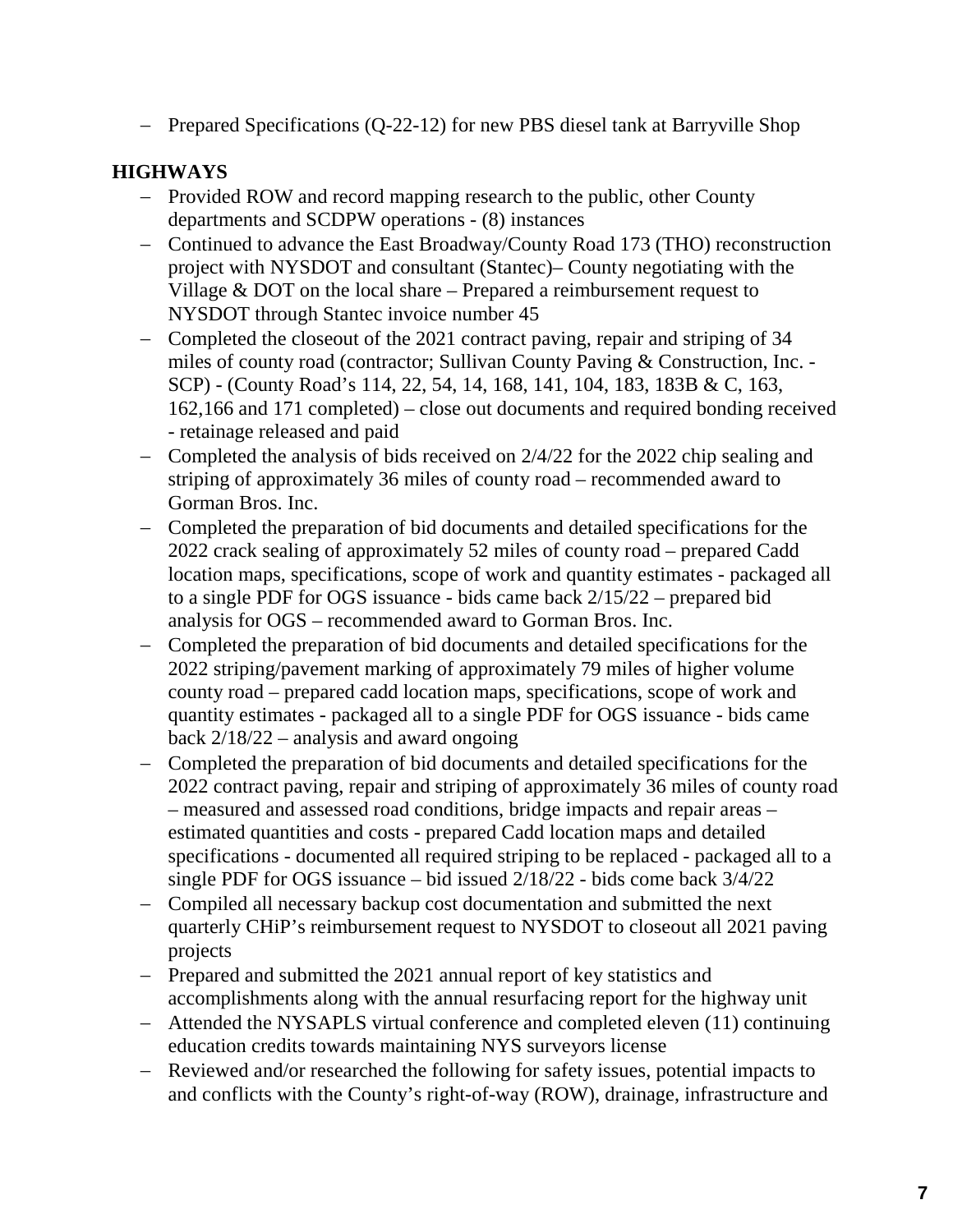- Prepared Specifications (Q-22-12) for new PBS diesel tank at Barryville Shop

**HIGHWAYS**

- Provided ROW and record mapping research to the public, other County departments and SCDPW operations - (8) instances
- Continued to advance the East Broadway/County Road 173 (THO) reconstruction project with NYSDOT and consultant (Stantec)– County negotiating with the Village & DOT on the local share – Prepared a reimbursement request to NYSDOT through Stantec invoice number 45
- Completed the closeout of the 2021 contract paving, repair and striping of 34 miles of county road (contractor; Sullivan County Paving & Construction, Inc. - SCP) - (County Road's 114, 22, 54, 14, 168, 141, 104, 183, 183B & C, 163, 162,166 and 171 completed) – close out documents and required bonding received - retainage released and paid
- Completed the analysis of bids received on 2/4/22 for the 2022 chip sealing and striping of approximately 36 miles of county road – recommended award to Gorman Bros. Inc.
- Completed the preparation of bid documents and detailed specifications for the 2022 crack sealing of approximately 52 miles of county road – prepared Cadd location maps, specifications, scope of work and quantity estimates - packaged all to a single PDF for OGS issuance - bids came back 2/15/22 – prepared bid analysis for OGS – recommended award to Gorman Bros. Inc.
- Completed the preparation of bid documents and detailed specifications for the 2022 striping/pavement marking of approximately 79 miles of higher volume county road – prepared cadd location maps, specifications, scope of work and quantity estimates - packaged all to a single PDF for OGS issuance - bids came back 2/18/22 – analysis and award ongoing
- Completed the preparation of bid documents and detailed specifications for the 2022 contract paving, repair and striping of approximately 36 miles of county road – measured and assessed road conditions, bridge impacts and repair areas – estimated quantities and costs - prepared Cadd location maps and detailed specifications - documented all required striping to be replaced - packaged all to a single PDF for OGS issuance – bid issued 2/18/22 - bids come back 3/4/22
- Compiled all necessary backup cost documentation and submitted the next quarterly CHiP's reimbursement request to NYSDOT to closeout all 2021 paving projects
- Prepared and submitted the 2021 annual report of key statistics and accomplishments along with the annual resurfacing report for the highway unit
- Attended the NYSAPLS virtual conference and completed eleven (11) continuing education credits towards maintaining NYS surveyors license
- Reviewed and/or researched the following for safety issues, potential impacts to and conflicts with the County's right-of-way (ROW), drainage, infrastructure and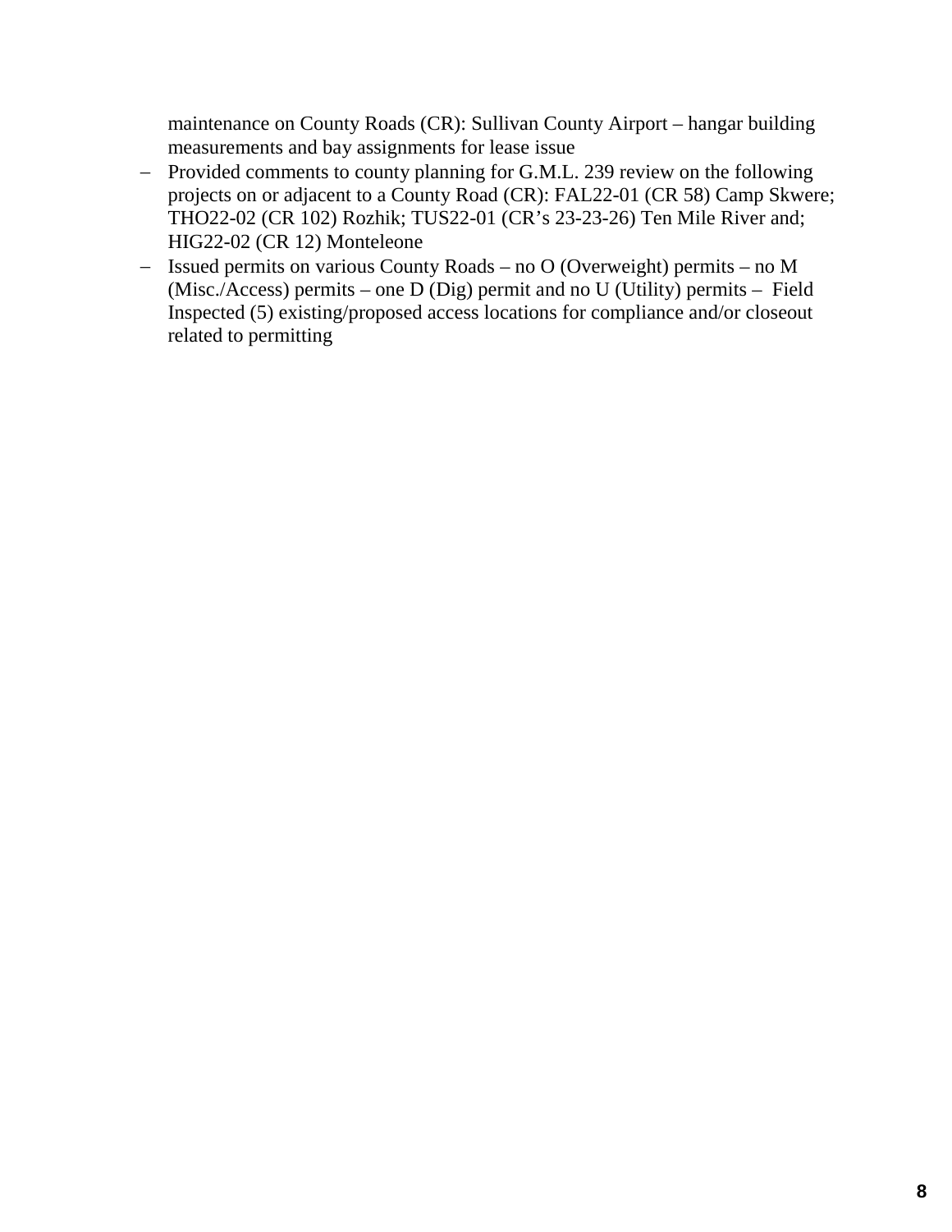maintenance on County Roads (CR): Sullivan County Airport – hangar building measurements and bay assignments for lease issue

- Provided comments to county planning for G.M.L. 239 review on the following projects on or adjacent to a County Road (CR): FAL22-01 (CR 58) Camp Skwere; THO22-02 (CR 102) Rozhik; TUS22-01 (CR's 23-23-26) Ten Mile River and; HIG22-02 (CR 12) Monteleone
- Issued permits on various County Roads – no O (Overweight) permits – no M (Misc./Access) permits – one D (Dig) permit and no U (Utility) permits – Field Inspected (5) existing/proposed access locations for compliance and/or closeout related to permitting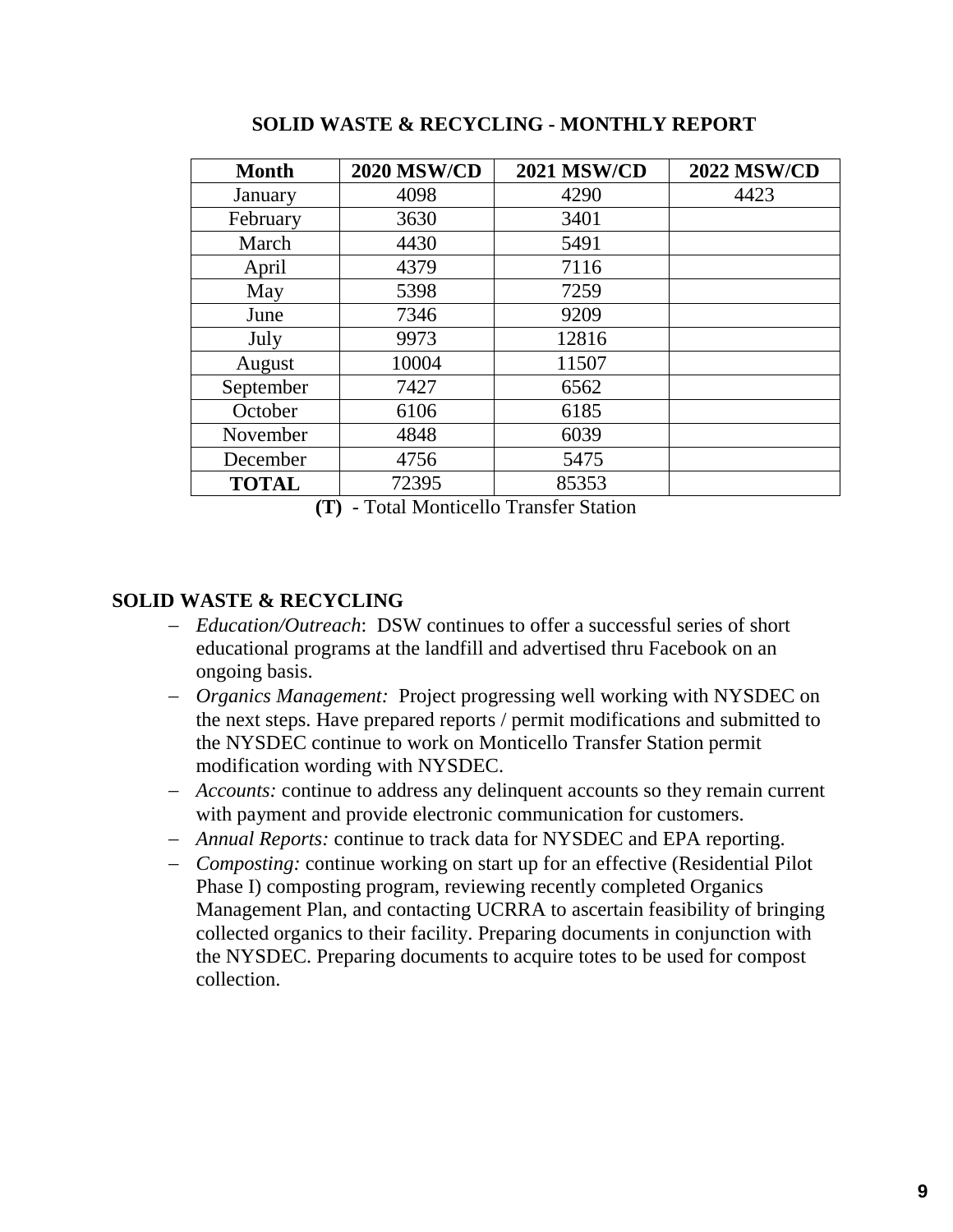## SOLID WASTE & RECYCLING - MONTHLY REPORT

| Month | 2020 MSW/CD | 2021 MSW/CD | 2022 MSW/CD |
|---|---|---|---|
| January | 4098 | 4290 | 4423 |
| February | 3630 | 3401 | |
| March | 4430 | 5491 | |
| April | 4379 | 7116 | |
| May | 5398 | 7259 | |
| June | 7346 | 9209 | |
| July | 9973 | 12816 | |
| August | 10004 | 11507 | |
| September | 7427 | 6562 | |
| October | 6106 | 6185 | |
| November | 4848 | 6039 | |
| December | 4756 | 5475 | |
| **TOTAL** | 72395 | 85353 | |

**(T)** - Total Monticello Transfer Station

## SOLID WASTE & RECYCLING

- *Education/Outreach*: DSW continues to offer a successful series of short educational programs at the landfill and advertised thru Facebook on an ongoing basis.
- *Organics Management:* Project progressing well working with NYSDEC on the next steps. Have prepared reports / permit modifications and submitted to the NYSDEC continue to work on Monticello Transfer Station permit modification wording with NYSDEC.
- *Accounts:* continue to address any delinquent accounts so they remain current with payment and provide electronic communication for customers.
- *Annual Reports:* continue to track data for NYSDEC and EPA reporting.
- *Composting:* continue working on start up for an effective (Residential Pilot Phase I) composting program, reviewing recently completed Organics Management Plan, and contacting UCRRA to ascertain feasibility of bringing collected organics to their facility. Preparing documents in conjunction with the NYSDEC. Preparing documents to acquire totes to be used for compost collection.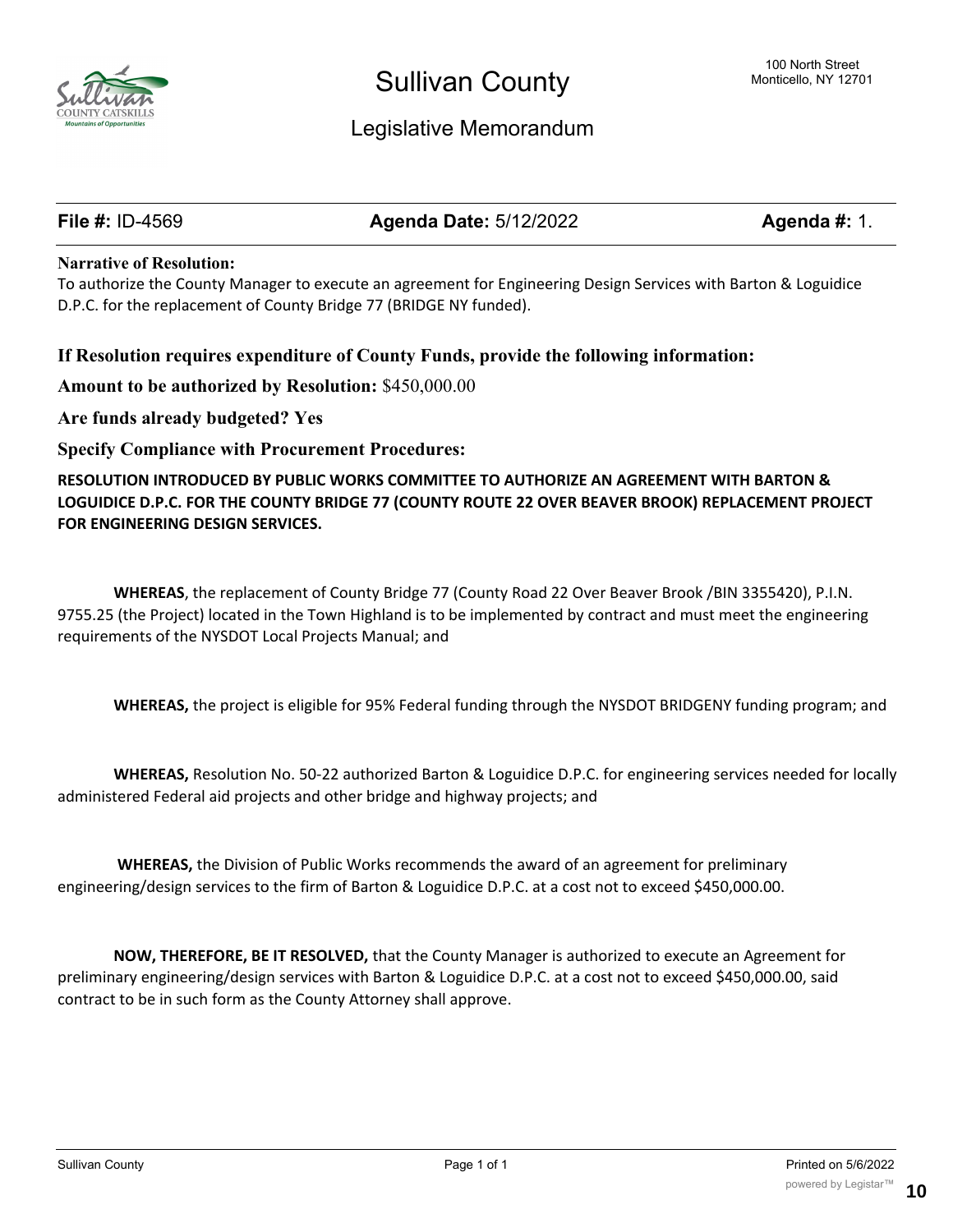# Sullivan County

## Legislative Memorandum

100 North Street
Monticello, NY 12701

**File #:** ID-4569 **Agenda Date:** 5/12/2022 **Agenda #:** 1.

**Narrative of Resolution:**
To authorize the County Manager to execute an agreement for Engineering Design Services with Barton & Loguidice D.P.C. for the replacement of County Bridge 77 (BRIDGE NY funded).

**If Resolution requires expenditure of County Funds, provide the following information:**

**Amount to be authorized by Resolution:** $450,000.00

**Are funds already budgeted? Yes**

**Specify Compliance with Procurement Procedures:**

**RESOLUTION INTRODUCED BY PUBLIC WORKS COMMITTEE TO AUTHORIZE AN AGREEMENT WITH BARTON & LOGUIDICE D.P.C. FOR THE COUNTY BRIDGE 77 (COUNTY ROUTE 22 OVER BEAVER BROOK) REPLACEMENT PROJECT FOR ENGINEERING DESIGN SERVICES.**

**WHEREAS**, the replacement of County Bridge 77 (County Road 22 Over Beaver Brook /BIN 3355420), P.I.N. 9755.25 (the Project) located in the Town Highland is to be implemented by contract and must meet the engineering requirements of the NYSDOT Local Projects Manual; and

**WHEREAS,** the project is eligible for 95% Federal funding through the NYSDOT BRIDGENY funding program; and

**WHEREAS,** Resolution No. 50-22 authorized Barton & Loguidice D.P.C. for engineering services needed for locally administered Federal aid projects and other bridge and highway projects; and

**WHEREAS,** the Division of Public Works recommends the award of an agreement for preliminary engineering/design services to the firm of Barton & Loguidice D.P.C. at a cost not to exceed $450,000.00.

**NOW, THEREFORE, BE IT RESOLVED,** that the County Manager is authorized to execute an Agreement for preliminary engineering/design services with Barton & Loguidice D.P.C. at a cost not to exceed $450,000.00, said contract to be in such form as the County Attorney shall approve.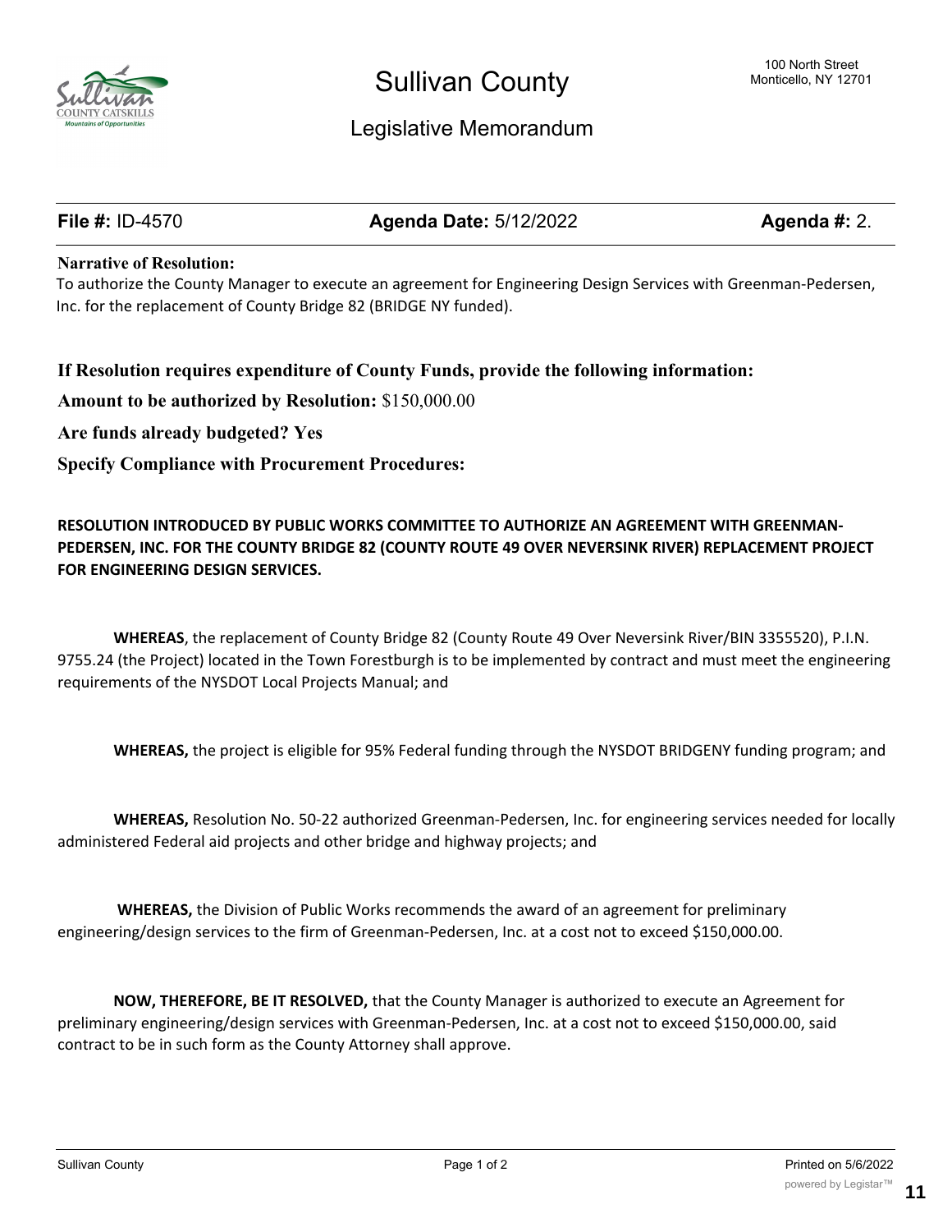# Sullivan County

## Legislative Memorandum

100 North Street
Monticello, NY 12701

**File #:** ID-4570 **Agenda Date:** 5/12/2022 **Agenda #:** 2.

**Narrative of Resolution:**
To authorize the County Manager to execute an agreement for Engineering Design Services with Greenman-Pedersen, Inc. for the replacement of County Bridge 82 (BRIDGE NY funded).

**If Resolution requires expenditure of County Funds, provide the following information:**

**Amount to be authorized by Resolution:** $150,000.00

**Are funds already budgeted? Yes**

**Specify Compliance with Procurement Procedures:**

**RESOLUTION INTRODUCED BY PUBLIC WORKS COMMITTEE TO AUTHORIZE AN AGREEMENT WITH GREENMAN-PEDERSEN, INC. FOR THE COUNTY BRIDGE 82 (COUNTY ROUTE 49 OVER NEVERSINK RIVER) REPLACEMENT PROJECT FOR ENGINEERING DESIGN SERVICES.**

**WHEREAS**, the replacement of County Bridge 82 (County Route 49 Over Neversink River/BIN 3355520), P.I.N. 9755.24 (the Project) located in the Town Forestburgh is to be implemented by contract and must meet the engineering requirements of the NYSDOT Local Projects Manual; and

**WHEREAS,** the project is eligible for 95% Federal funding through the NYSDOT BRIDGENY funding program; and

**WHEREAS,** Resolution No. 50-22 authorized Greenman-Pedersen, Inc. for engineering services needed for locally administered Federal aid projects and other bridge and highway projects; and

**WHEREAS,** the Division of Public Works recommends the award of an agreement for preliminary engineering/design services to the firm of Greenman-Pedersen, Inc. at a cost not to exceed $150,000.00.

**NOW, THEREFORE, BE IT RESOLVED,** that the County Manager is authorized to execute an Agreement for preliminary engineering/design services with Greenman-Pedersen, Inc. at a cost not to exceed $150,000.00, said contract to be in such form as the County Attorney shall approve.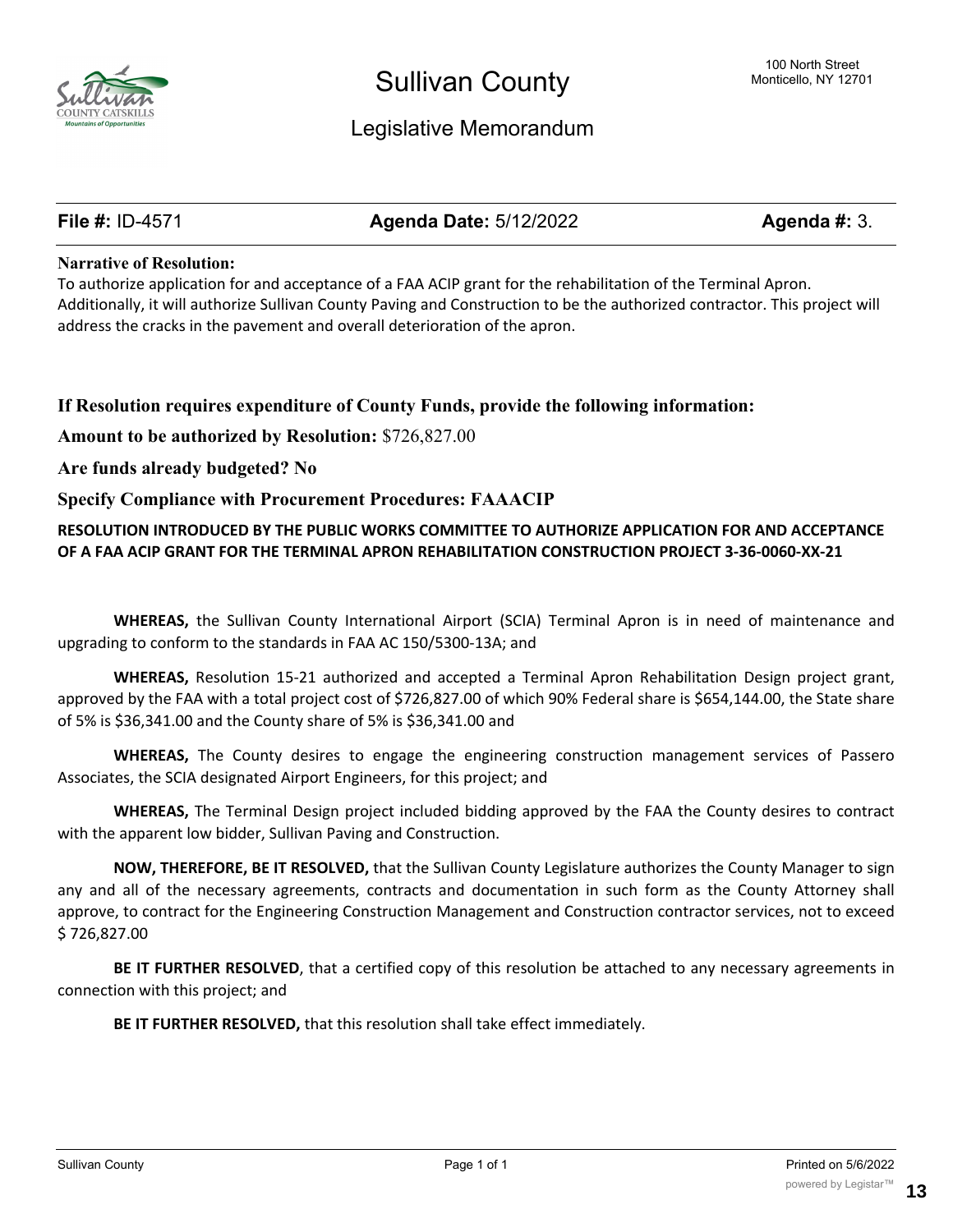# Sullivan County

100 North Street
Monticello, NY 12701

## Legislative Memorandum

**File #:** ID-4571 **Agenda Date:** 5/12/2022 **Agenda #:** 3.

**Narrative of Resolution:**

To authorize application for and acceptance of a FAA ACIP grant for the rehabilitation of the Terminal Apron. Additionally, it will authorize Sullivan County Paving and Construction to be the authorized contractor. This project will address the cracks in the pavement and overall deterioration of the apron.

**If Resolution requires expenditure of County Funds, provide the following information:**

**Amount to be authorized by Resolution:** $726,827.00

**Are funds already budgeted? No**

**Specify Compliance with Procurement Procedures: FAAACIP**

**RESOLUTION INTRODUCED BY THE PUBLIC WORKS COMMITTEE TO AUTHORIZE APPLICATION FOR AND ACCEPTANCE OF A FAA ACIP GRANT FOR THE TERMINAL APRON REHABILITATION CONSTRUCTION PROJECT 3-36-0060-XX-21**

**WHEREAS,** the Sullivan County International Airport (SCIA) Terminal Apron is in need of maintenance and upgrading to conform to the standards in FAA AC 150/5300-13A; and

**WHEREAS,** Resolution 15-21 authorized and accepted a Terminal Apron Rehabilitation Design project grant, approved by the FAA with a total project cost of $726,827.00 of which 90% Federal share is $654,144.00, the State share of 5% is $36,341.00 and the County share of 5% is $36,341.00 and

**WHEREAS,** The County desires to engage the engineering construction management services of Passero Associates, the SCIA designated Airport Engineers, for this project; and

**WHEREAS,** The Terminal Design project included bidding approved by the FAA the County desires to contract with the apparent low bidder, Sullivan Paving and Construction.

**NOW, THEREFORE, BE IT RESOLVED,** that the Sullivan County Legislature authorizes the County Manager to sign any and all of the necessary agreements, contracts and documentation in such form as the County Attorney shall approve, to contract for the Engineering Construction Management and Construction contractor services, not to exceed $ 726,827.00

**BE IT FURTHER RESOLVED**, that a certified copy of this resolution be attached to any necessary agreements in connection with this project; and

**BE IT FURTHER RESOLVED,** that this resolution shall take effect immediately.